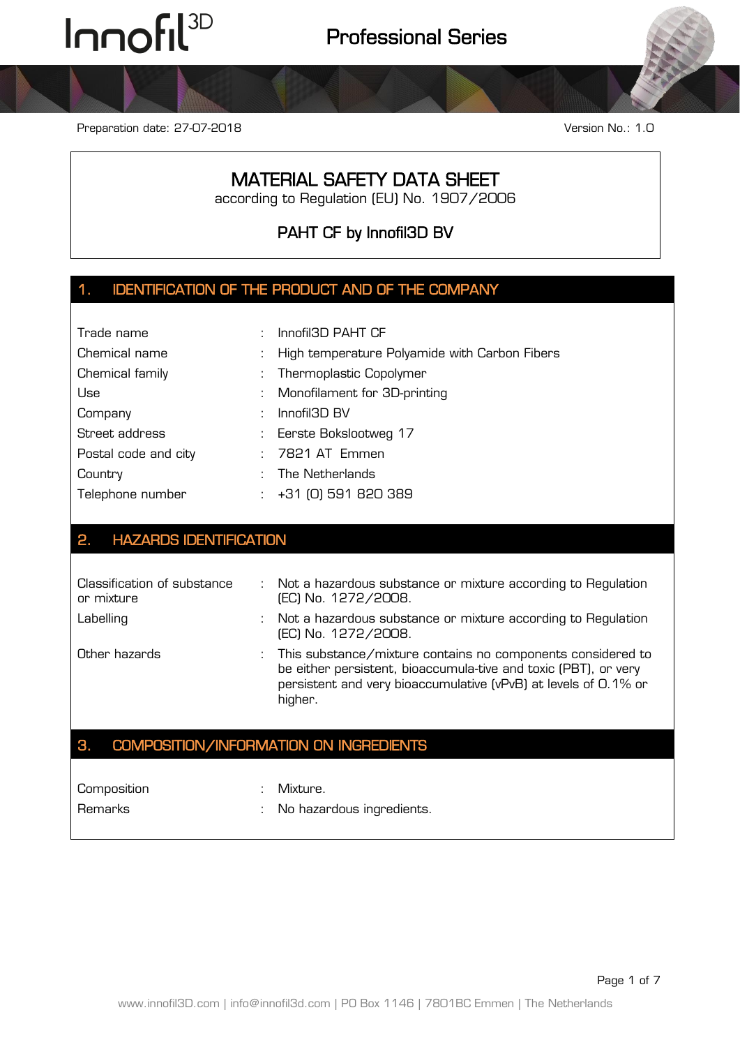Preparation date: 27-07-2018

Version No.: 1.0

# MATERIAL SAFETY DATA SHEET

according to Regulation (EU) No. 1907/2006

## PAHT CF by Innofil3D BV

## 1. IDENTIFICATION OF THE PRODUCT AND OF THE COMPANY

| | | |
|---|---|---|
| Trade name | : | Innofil3D PAHT CF |
| Chemical name | : | High temperature Polyamide with Carbon Fibers |
| Chemical family | : | Thermoplastic Copolymer |
| Use | : | Monofilament for 3D-printing |
| Company | : | Innofil3D BV |
| Street address | : | Eerste Bokslootweg 17 |
| Postal code and city | : | 7821 AT Emmen |
| Country | : | The Netherlands |
| Telephone number | : | +31 (0) 591 820 389 |

## 2. HAZARDS IDENTIFICATION

| | | |
|---|---|---|
| Classification of substance or mixture | : | Not a hazardous substance or mixture according to Regulation (EC) No. 1272/2008. |
| Labelling | : | Not a hazardous substance or mixture according to Regulation (EC) No. 1272/2008. |
| Other hazards | : | This substance/mixture contains no components considered to be either persistent, bioaccumula-tive and toxic (PBT), or very persistent and very bioaccumulative (vPvB) at levels of 0.1% or higher. |

## 3. COMPOSITION/INFORMATION ON INGREDIENTS

| | | |
|---|---|---|
| Composition | : | Mixture. |
| Remarks | : | No hazardous ingredients. |

www.innofil3D.com | info@innofil3d.com | PO Box 1146 | 7801BC Emmen | The Netherlands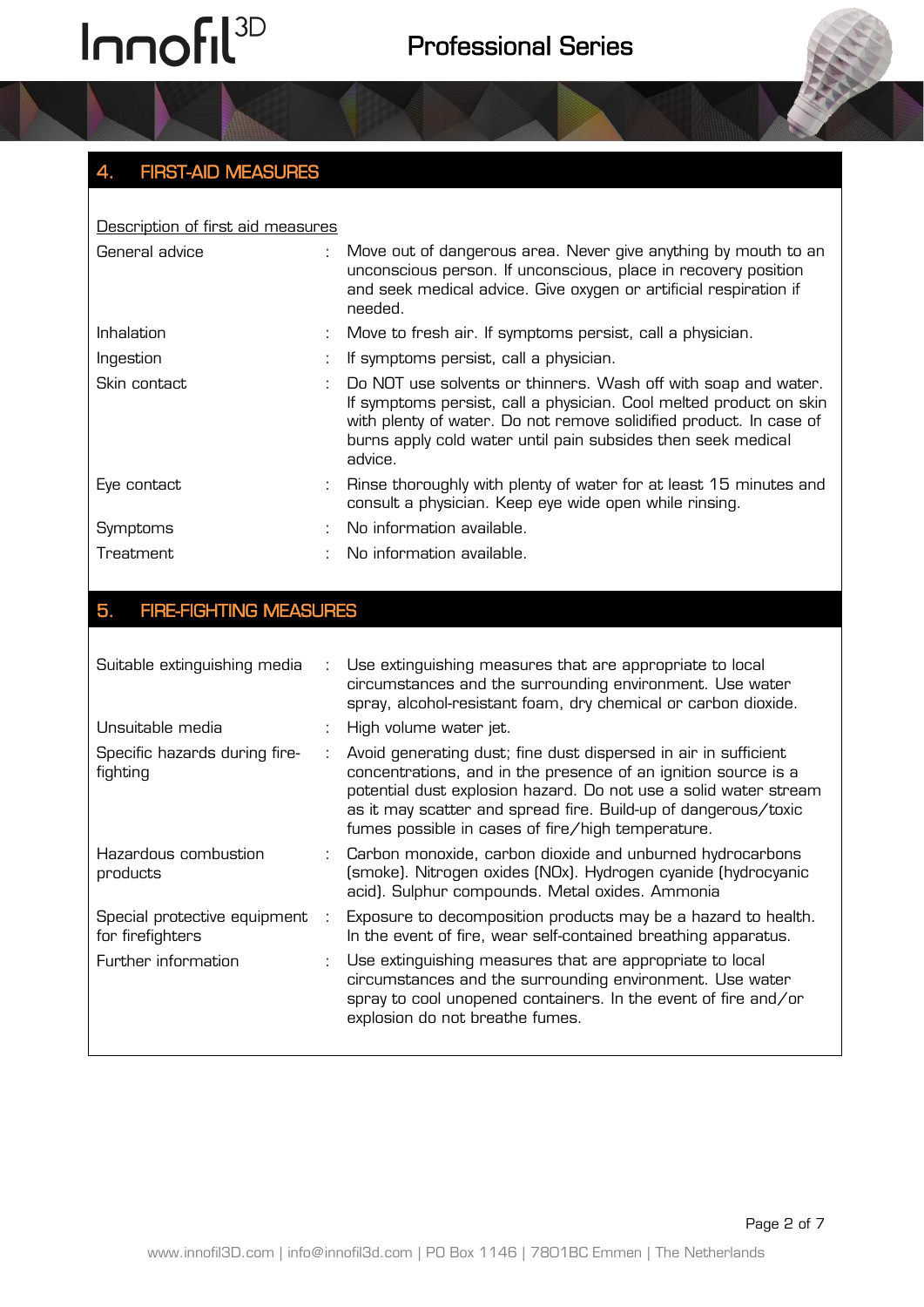## 4. FIRST-AID MEASURES

Description of first aid measures

| | |
|---|---|
| General advice | Move out of dangerous area. Never give anything by mouth to an unconscious person. If unconscious, place in recovery position and seek medical advice. Give oxygen or artificial respiration if needed. |
| Inhalation | Move to fresh air. If symptoms persist, call a physician. |
| Ingestion | If symptoms persist, call a physician. |
| Skin contact | Do NOT use solvents or thinners. Wash off with soap and water. If symptoms persist, call a physician. Cool melted product on skin with plenty of water. Do not remove solidified product. In case of burns apply cold water until pain subsides then seek medical advice. |
| Eye contact | Rinse thoroughly with plenty of water for at least 15 minutes and consult a physician. Keep eye wide open while rinsing. |
| Symptoms | No information available. |
| Treatment | No information available. |

## 5. FIRE-FIGHTING MEASURES

| | |
|---|---|
| Suitable extinguishing media | Use extinguishing measures that are appropriate to local circumstances and the surrounding environment. Use water spray, alcohol-resistant foam, dry chemical or carbon dioxide. |
| Unsuitable media | High volume water jet. |
| Specific hazards during fire-fighting | Avoid generating dust; fine dust dispersed in air in sufficient concentrations, and in the presence of an ignition source is a potential dust explosion hazard. Do not use a solid water stream as it may scatter and spread fire. Build-up of dangerous/toxic fumes possible in cases of fire/high temperature. |
| Hazardous combustion products | Carbon monoxide, carbon dioxide and unburned hydrocarbons (smoke). Nitrogen oxides (NOx). Hydrogen cyanide (hydrocyanic acid). Sulphur compounds. Metal oxides. Ammonia |
| Special protective equipment for firefighters | Exposure to decomposition products may be a hazard to health. In the event of fire, wear self-contained breathing apparatus. |
| Further information | Use extinguishing measures that are appropriate to local circumstances and the surrounding environment. Use water spray to cool unopened containers. In the event of fire and/or explosion do not breathe fumes. |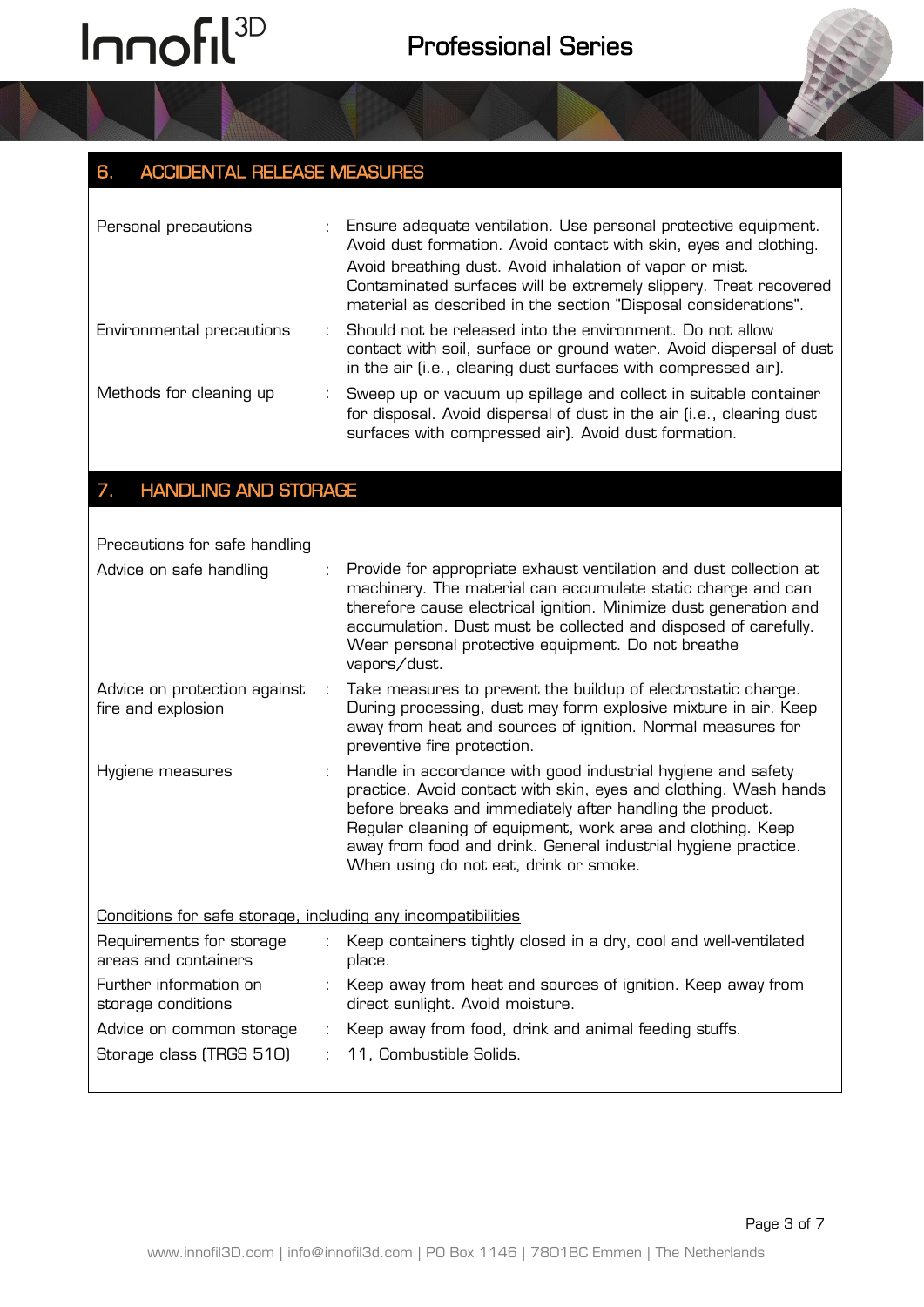## 6. ACCIDENTAL RELEASE MEASURES

| | |
|---|---|
| Personal precautions | : Ensure adequate ventilation. Use personal protective equipment. Avoid dust formation. Avoid contact with skin, eyes and clothing. Avoid breathing dust. Avoid inhalation of vapor or mist. Contaminated surfaces will be extremely slippery. Treat recovered material as described in the section "Disposal considerations". |
| Environmental precautions | : Should not be released into the environment. Do not allow contact with soil, surface or ground water. Avoid dispersal of dust in the air (i.e., clearing dust surfaces with compressed air). |
| Methods for cleaning up | : Sweep up or vacuum up spillage and collect in suitable container for disposal. Avoid dispersal of dust in the air (i.e., clearing dust surfaces with compressed air). Avoid dust formation. |

## 7. HANDLING AND STORAGE

Precautions for safe handling

| | |
|---|---|
| Advice on safe handling | : Provide for appropriate exhaust ventilation and dust collection at machinery. The material can accumulate static charge and can therefore cause electrical ignition. Minimize dust generation and accumulation. Dust must be collected and disposed of carefully. Wear personal protective equipment. Do not breathe vapors/dust. |
| Advice on protection against fire and explosion | : Take measures to prevent the buildup of electrostatic charge. During processing, dust may form explosive mixture in air. Keep away from heat and sources of ignition. Normal measures for preventive fire protection. |
| Hygiene measures | : Handle in accordance with good industrial hygiene and safety practice. Avoid contact with skin, eyes and clothing. Wash hands before breaks and immediately after handling the product. Regular cleaning of equipment, work area and clothing. Keep away from food and drink. General industrial hygiene practice. When using do not eat, drink or smoke. |

Conditions for safe storage, including any incompatibilities

| | |
|---|---|
| Requirements for storage areas and containers | : Keep containers tightly closed in a dry, cool and well-ventilated place. |
| Further information on storage conditions | : Keep away from heat and sources of ignition. Keep away from direct sunlight. Avoid moisture. |
| Advice on common storage | : Keep away from food, drink and animal feeding stuffs. |
| Storage class (TRGS 510) | : 11, Combustible Solids. |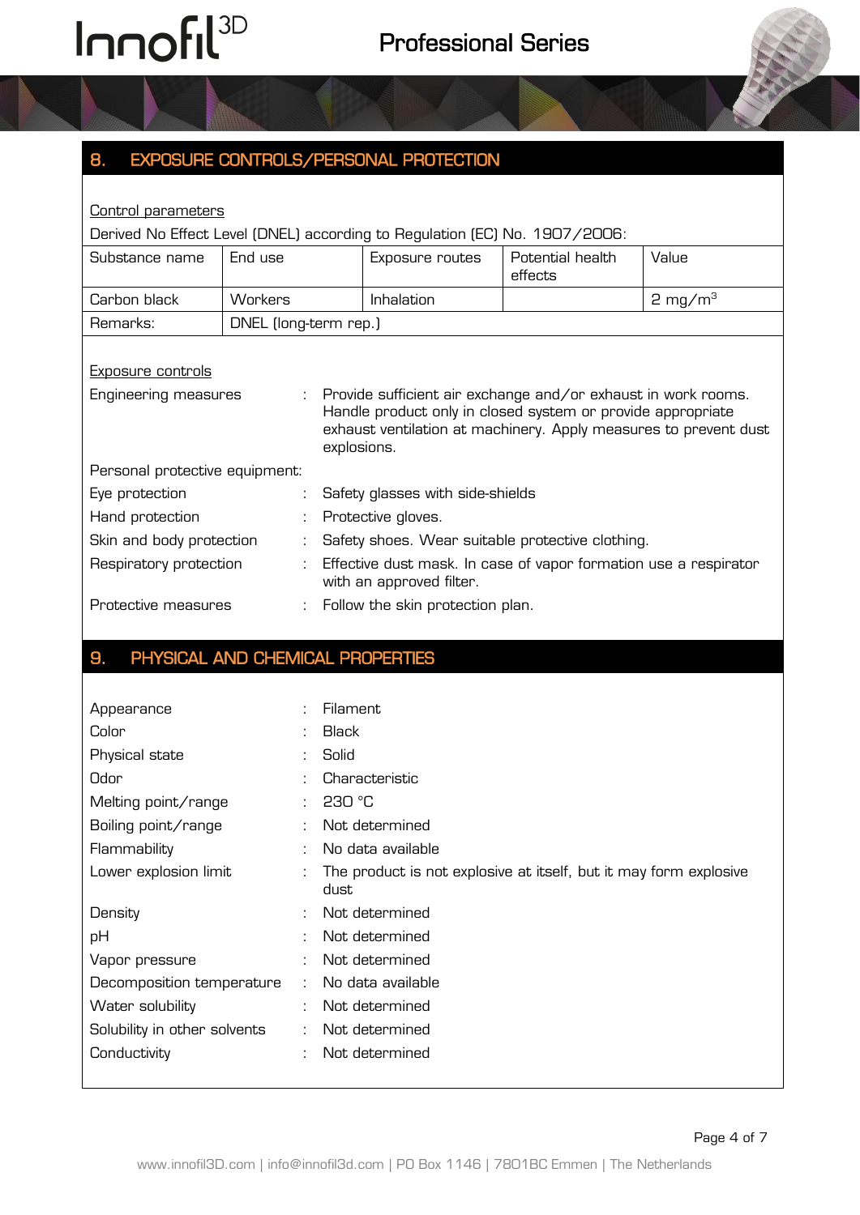## 8. EXPOSURE CONTROLS/PERSONAL PROTECTION

Control parameters

Derived No Effect Level (DNEL) according to Regulation (EC) No. 1907/2006:

| Substance name | End use | Exposure routes | Potential health effects | Value |
|---|---|---|---|---|
| Carbon black | Workers | Inhalation | | 2 mg/m$^3$ |
| Remarks: | DNEL (long-term rep.) | | | |

Exposure controls

Engineering measures : Provide sufficient air exchange and/or exhaust in work rooms. Handle product only in closed system or provide appropriate exhaust ventilation at machinery. Apply measures to prevent dust explosions.

Personal protective equipment:

Eye protection : Safety glasses with side-shields

Hand protection : Protective gloves.

Skin and body protection : Safety shoes. Wear suitable protective clothing.

Respiratory protection : Effective dust mask. In case of vapor formation use a respirator with an approved filter.

Protective measures : Follow the skin protection plan.

## 9. PHYSICAL AND CHEMICAL PROPERTIES

Appearance : Filament

Color : Black

Physical state : Solid

Odor : Characteristic

Melting point/range : 230 °C

Boiling point/range : Not determined

Flammability : No data available

Lower explosion limit : The product is not explosive at itself, but it may form explosive dust

Density : Not determined

pH : Not determined

Vapor pressure : Not determined

Decomposition temperature : No data available

Water solubility : Not determined

Solubility in other solvents : Not determined

Conductivity : Not determined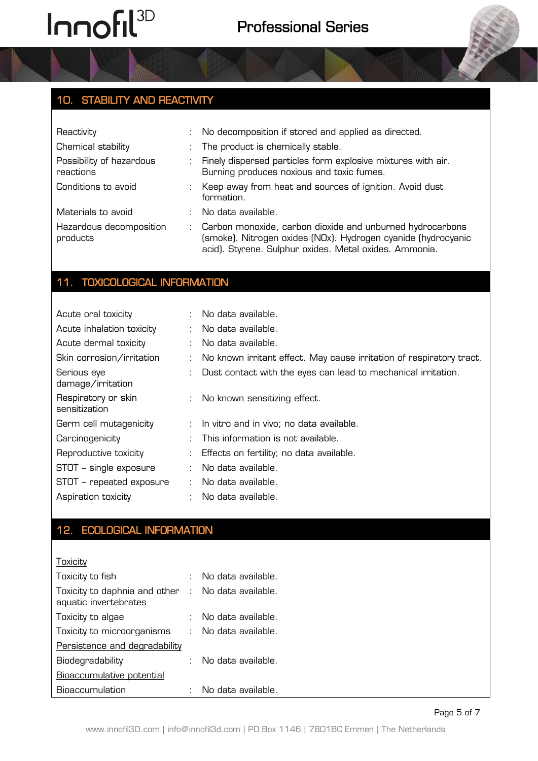## 10. STABILITY AND REACTIVITY

| | | |
|---|---|---|
| Reactivity | : | No decomposition if stored and applied as directed. |
| Chemical stability | : | The product is chemically stable. |
| Possibility of hazardous reactions | : | Finely dispersed particles form explosive mixtures with air. Burning produces noxious and toxic fumes. |
| Conditions to avoid | : | Keep away from heat and sources of ignition. Avoid dust formation. |
| Materials to avoid | : | No data available. |
| Hazardous decomposition products | : | Carbon monoxide, carbon dioxide and unburned hydrocarbons (smoke). Nitrogen oxides (NOx). Hydrogen cyanide (hydrocyanic acid). Styrene. Sulphur oxides. Metal oxides. Ammonia. |

## 11. TOXICOLOGICAL INFORMATION

| | | |
|---|---|---|
| Acute oral toxicity | : | No data available. |
| Acute inhalation toxicity | : | No data available. |
| Acute dermal toxicity | : | No data available. |
| Skin corrosion/irritation | : | No known irritant effect. May cause irritation of respiratory tract. |
| Serious eye damage/irritation | : | Dust contact with the eyes can lead to mechanical irritation. |
| Respiratory or skin sensitization | : | No known sensitizing effect. |
| Germ cell mutagenicity | : | In vitro and in vivo; no data available. |
| Carcinogenicity | : | This information is not available. |
| Reproductive toxicity | : | Effects on fertility; no data available. |
| STOT – single exposure | : | No data available. |
| STOT – repeated exposure | : | No data available. |
| Aspiration toxicity | : | No data available. |

## 12. ECOLOGICAL INFORMATION

<u>Toxicity</u>

| | | |
|---|---|---|
| Toxicity to fish | : | No data available. |
| Toxicity to daphnia and other aquatic invertebrates | : | No data available. |
| Toxicity to algae | : | No data available. |
| Toxicity to microorganisms | : | No data available. |

<u>Persistence and degradability</u>

| | | |
|---|---|---|
| Biodegradability | : | No data available. |

<u>Bioaccumulative potential</u>

| | | |
|---|---|---|
| Bioaccumulation | : | No data available. |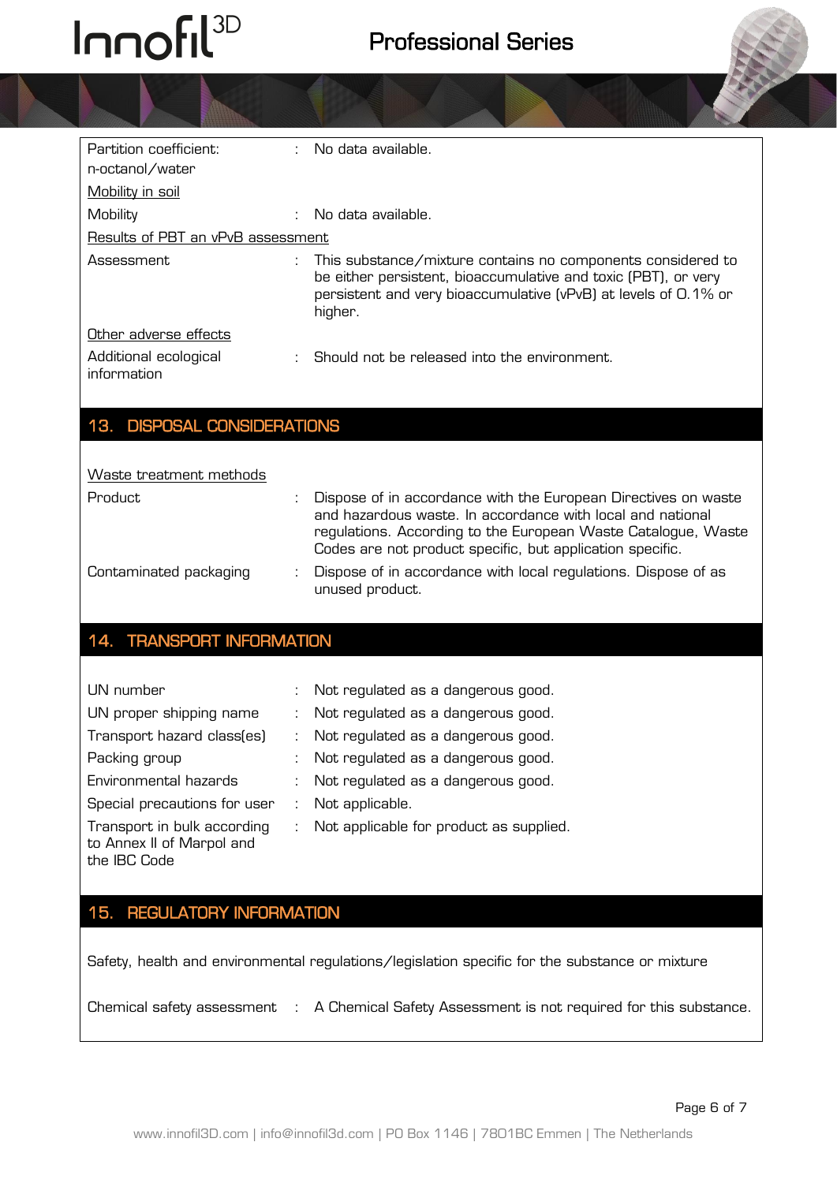| | | |
|---|---|---|
| Partition coefficient: n-octanol/water | : | No data available. |

Mobility in soil

| | | |
|---|---|---|
| Mobility | : | No data available. |

Results of PBT an vPvB assessment

| | | |
|---|---|---|
| Assessment | : | This substance/mixture contains no components considered to be either persistent, bioaccumulative and toxic (PBT), or very persistent and very bioaccumulative (vPvB) at levels of 0.1% or higher. |

Other adverse effects

| | | |
|---|---|---|
| Additional ecological information | : | Should not be released into the environment. |

## 13. DISPOSAL CONSIDERATIONS

Waste treatment methods

| | | |
|---|---|---|
| Product | : | Dispose of in accordance with the European Directives on waste and hazardous waste. In accordance with local and national regulations. According to the European Waste Catalogue, Waste Codes are not product specific, but application specific. |
| Contaminated packaging | : | Dispose of in accordance with local regulations. Dispose of as unused product. |

## 14. TRANSPORT INFORMATION

| | | |
|---|---|---|
| UN number | : | Not regulated as a dangerous good. |
| UN proper shipping name | : | Not regulated as a dangerous good. |
| Transport hazard class(es) | : | Not regulated as a dangerous good. |
| Packing group | : | Not regulated as a dangerous good. |
| Environmental hazards | : | Not regulated as a dangerous good. |
| Special precautions for user | : | Not applicable. |
| Transport in bulk according to Annex II of Marpol and the IBC Code | : | Not applicable for product as supplied. |

## 15. REGULATORY INFORMATION

Safety, health and environmental regulations/legislation specific for the substance or mixture

| | | |
|---|---|---|
| Chemical safety assessment | : | A Chemical Safety Assessment is not required for this substance. |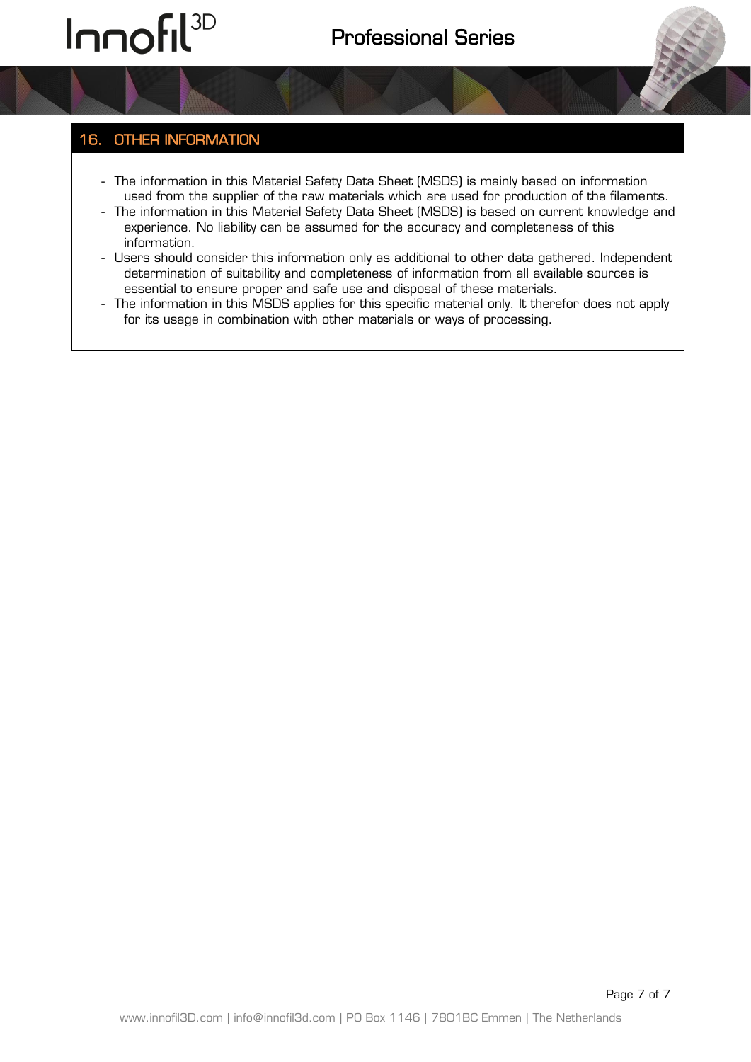## 16. OTHER INFORMATION

- The information in this Material Safety Data Sheet (MSDS) is mainly based on information used from the supplier of the raw materials which are used for production of the filaments.
- The information in this Material Safety Data Sheet (MSDS) is based on current knowledge and experience. No liability can be assumed for the accuracy and completeness of this information.
- Users should consider this information only as additional to other data gathered. Independent determination of suitability and completeness of information from all available sources is essential to ensure proper and safe use and disposal of these materials.
- The information in this MSDS applies for this specific material only. It therefor does not apply for its usage in combination with other materials or ways of processing.